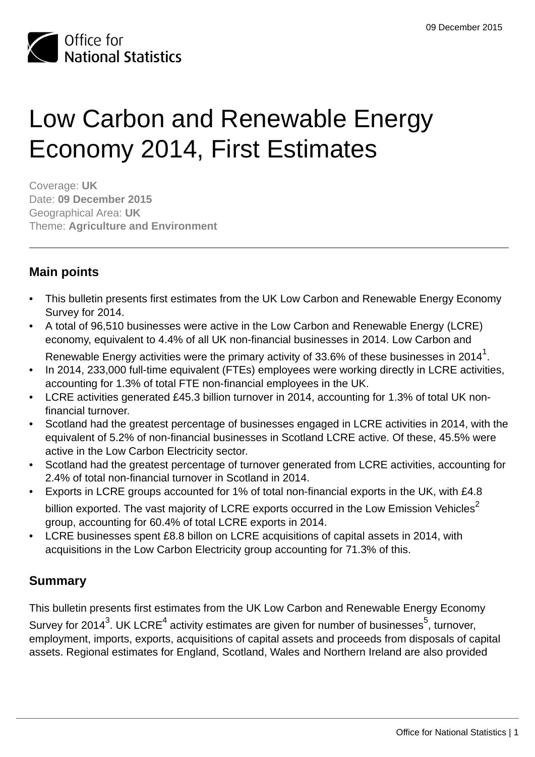# Low Carbon and Renewable Energy Economy 2014, First Estimates

Coverage: **UK**
Date: **09 December 2015**
Geographical Area: **UK**
Theme: **Agriculture and Environment**

## Main points

- This bulletin presents first estimates from the UK Low Carbon and Renewable Energy Economy Survey for 2014.
- A total of 96,510 businesses were active in the Low Carbon and Renewable Energy (LCRE) economy, equivalent to 4.4% of all UK non-financial businesses in 2014. Low Carbon and Renewable Energy activities were the primary activity of 33.6% of these businesses in 2014[1].
- In 2014, 233,000 full-time equivalent (FTEs) employees were working directly in LCRE activities, accounting for 1.3% of total FTE non-financial employees in the UK.
- LCRE activities generated £45.3 billion turnover in 2014, accounting for 1.3% of total UK non-financial turnover.
- Scotland had the greatest percentage of businesses engaged in LCRE activities in 2014, with the equivalent of 5.2% of non-financial businesses in Scotland LCRE active. Of these, 45.5% were active in the Low Carbon Electricity sector.
- Scotland had the greatest percentage of turnover generated from LCRE activities, accounting for 2.4% of total non-financial turnover in Scotland in 2014.
- Exports in LCRE groups accounted for 1% of total non-financial exports in the UK, with £4.8 billion exported. The vast majority of LCRE exports occurred in the Low Emission Vehicles[2] group, accounting for 60.4% of total LCRE exports in 2014.
- LCRE businesses spent £8.8 billon on LCRE acquisitions of capital assets in 2014, with acquisitions in the Low Carbon Electricity group accounting for 71.3% of this.

## Summary

This bulletin presents first estimates from the UK Low Carbon and Renewable Energy Economy Survey for 2014[3]. UK LCRE[4] activity estimates are given for number of businesses[5], turnover, employment, imports, exports, acquisitions of capital assets and proceeds from disposals of capital assets. Regional estimates for England, Scotland, Wales and Northern Ireland are also provided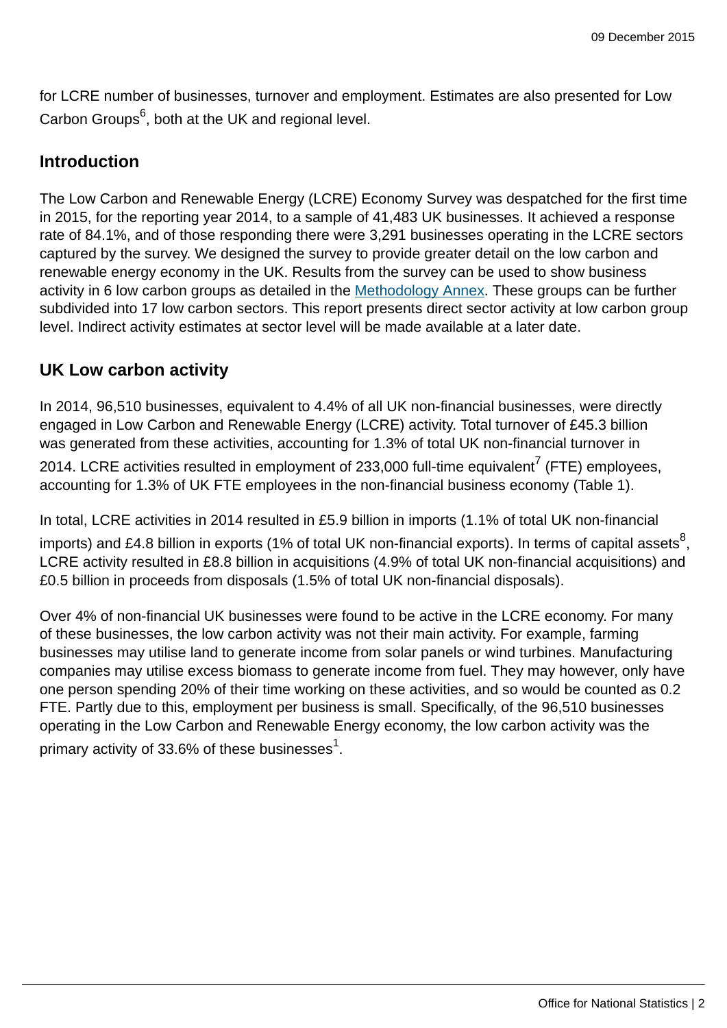for LCRE number of businesses, turnover and employment. Estimates are also presented for Low Carbon Groups[6], both at the UK and regional level.

## Introduction

The Low Carbon and Renewable Energy (LCRE) Economy Survey was despatched for the first time in 2015, for the reporting year 2014, to a sample of 41,483 UK businesses. It achieved a response rate of 84.1%, and of those responding there were 3,291 businesses operating in the LCRE sectors captured by the survey. We designed the survey to provide greater detail on the low carbon and renewable energy economy in the UK. Results from the survey can be used to show business activity in 6 low carbon groups as detailed in the Methodology Annex. These groups can be further subdivided into 17 low carbon sectors. This report presents direct sector activity at low carbon group level. Indirect activity estimates at sector level will be made available at a later date.

## UK Low carbon activity

In 2014, 96,510 businesses, equivalent to 4.4% of all UK non-financial businesses, were directly engaged in Low Carbon and Renewable Energy (LCRE) activity. Total turnover of £45.3 billion was generated from these activities, accounting for 1.3% of total UK non-financial turnover in 2014. LCRE activities resulted in employment of 233,000 full-time equivalent[7] (FTE) employees, accounting for 1.3% of UK FTE employees in the non-financial business economy (Table 1).

In total, LCRE activities in 2014 resulted in £5.9 billion in imports (1.1% of total UK non-financial imports) and £4.8 billion in exports (1% of total UK non-financial exports). In terms of capital assets[8], LCRE activity resulted in £8.8 billion in acquisitions (4.9% of total UK non-financial acquisitions) and £0.5 billion in proceeds from disposals (1.5% of total UK non-financial disposals).

Over 4% of non-financial UK businesses were found to be active in the LCRE economy. For many of these businesses, the low carbon activity was not their main activity. For example, farming businesses may utilise land to generate income from solar panels or wind turbines. Manufacturing companies may utilise excess biomass to generate income from fuel. They may however, only have one person spending 20% of their time working on these activities, and so would be counted as 0.2 FTE. Partly due to this, employment per business is small. Specifically, of the 96,510 businesses operating in the Low Carbon and Renewable Energy economy, the low carbon activity was the primary activity of 33.6% of these businesses[1].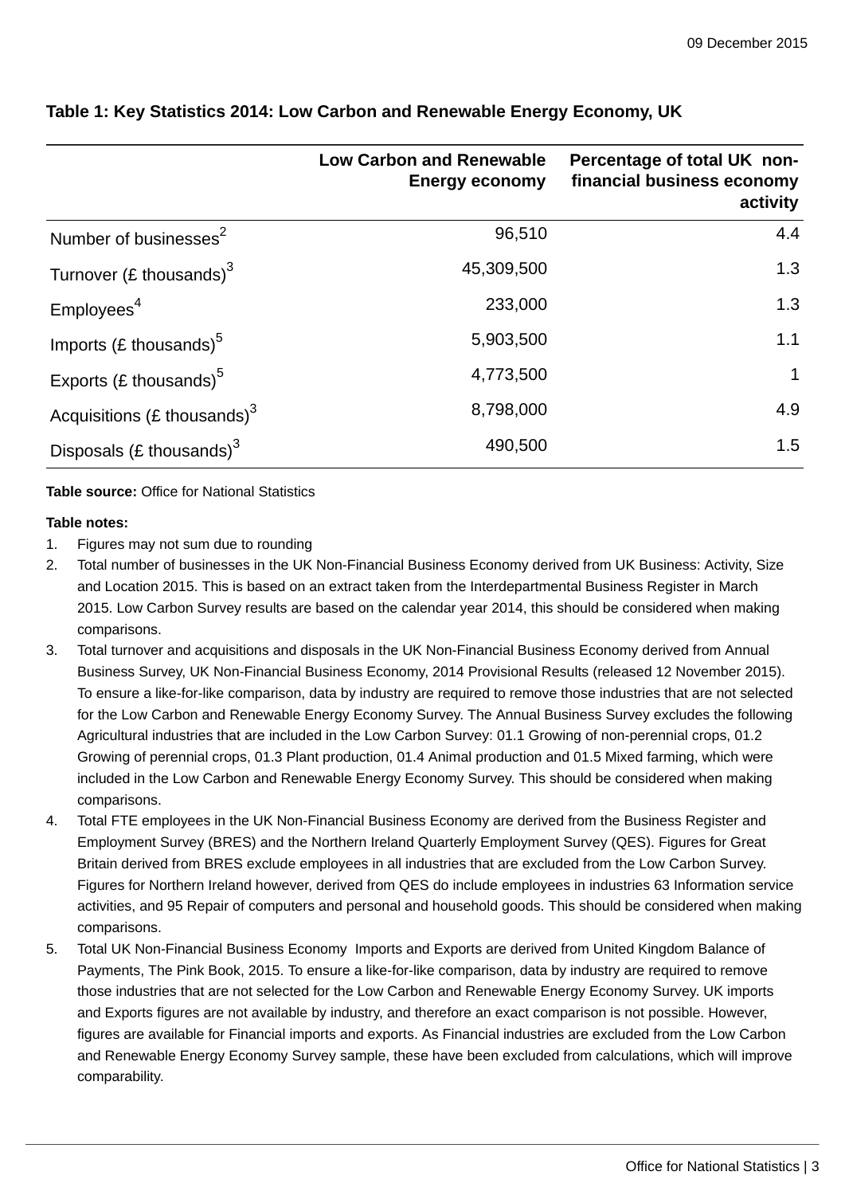**Table 1: Key Statistics 2014: Low Carbon and Renewable Energy Economy, UK**

| | Low Carbon and Renewable Energy economy | Percentage of total UK non-financial business economy activity |
|---|---|---|
| Number of businesses[2] | 96,510 | 4.4 |
| Turnover (£ thousands)[3] | 45,309,500 | 1.3 |
| Employees[4] | 233,000 | 1.3 |
| Imports (£ thousands)[5] | 5,903,500 | 1.1 |
| Exports (£ thousands)[5] | 4,773,500 | 1 |
| Acquisitions (£ thousands)[3] | 8,798,000 | 4.9 |
| Disposals (£ thousands)[3] | 490,500 | 1.5 |

**Table source:** Office for National Statistics

**Table notes:**

1. Figures may not sum due to rounding
2. Total number of businesses in the UK Non-Financial Business Economy derived from UK Business: Activity, Size and Location 2015. This is based on an extract taken from the Interdepartmental Business Register in March 2015. Low Carbon Survey results are based on the calendar year 2014, this should be considered when making comparisons.
3. Total turnover and acquisitions and disposals in the UK Non-Financial Business Economy derived from Annual Business Survey, UK Non-Financial Business Economy, 2014 Provisional Results (released 12 November 2015). To ensure a like-for-like comparison, data by industry are required to remove those industries that are not selected for the Low Carbon and Renewable Energy Economy Survey. The Annual Business Survey excludes the following Agricultural industries that are included in the Low Carbon Survey: 01.1 Growing of non-perennial crops, 01.2 Growing of perennial crops, 01.3 Plant production, 01.4 Animal production and 01.5 Mixed farming, which were included in the Low Carbon and Renewable Energy Economy Survey. This should be considered when making comparisons.
4. Total FTE employees in the UK Non-Financial Business Economy are derived from the Business Register and Employment Survey (BRES) and the Northern Ireland Quarterly Employment Survey (QES). Figures for Great Britain derived from BRES exclude employees in all industries that are excluded from the Low Carbon Survey. Figures for Northern Ireland however, derived from QES do include employees in industries 63 Information service activities, and 95 Repair of computers and personal and household goods. This should be considered when making comparisons.
5. Total UK Non-Financial Business Economy Imports and Exports are derived from United Kingdom Balance of Payments, The Pink Book, 2015. To ensure a like-for-like comparison, data by industry are required to remove those industries that are not selected for the Low Carbon and Renewable Energy Economy Survey. UK imports and Exports figures are not available by industry, and therefore an exact comparison is not possible. However, figures are available for Financial imports and exports. As Financial industries are excluded from the Low Carbon and Renewable Energy Economy Survey sample, these have been excluded from calculations, which will improve comparability.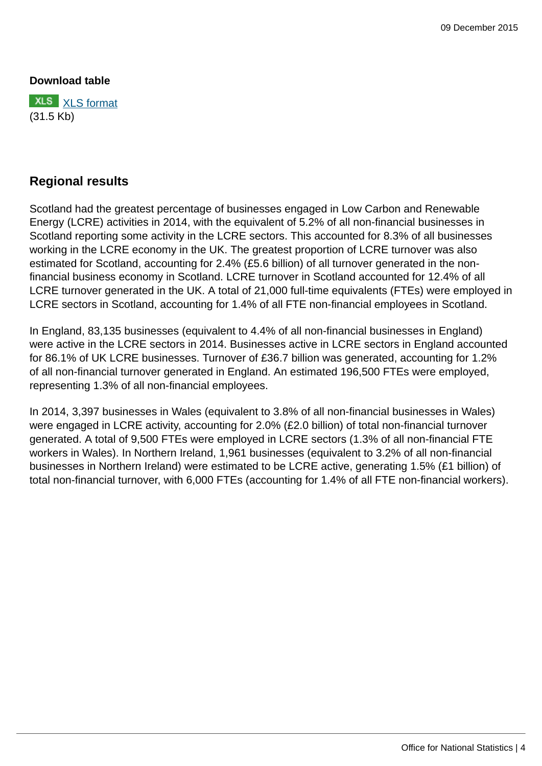**Download table**

XLS [XLS format](#)
(31.5 Kb)

## Regional results

Scotland had the greatest percentage of businesses engaged in Low Carbon and Renewable Energy (LCRE) activities in 2014, with the equivalent of 5.2% of all non-financial businesses in Scotland reporting some activity in the LCRE sectors. This accounted for 8.3% of all businesses working in the LCRE economy in the UK. The greatest proportion of LCRE turnover was also estimated for Scotland, accounting for 2.4% (£5.6 billion) of all turnover generated in the non-financial business economy in Scotland. LCRE turnover in Scotland accounted for 12.4% of all LCRE turnover generated in the UK. A total of 21,000 full-time equivalents (FTEs) were employed in LCRE sectors in Scotland, accounting for 1.4% of all FTE non-financial employees in Scotland.

In England, 83,135 businesses (equivalent to 4.4% of all non-financial businesses in England) were active in the LCRE sectors in 2014. Businesses active in LCRE sectors in England accounted for 86.1% of UK LCRE businesses. Turnover of £36.7 billion was generated, accounting for 1.2% of all non-financial turnover generated in England. An estimated 196,500 FTEs were employed, representing 1.3% of all non-financial employees.

In 2014, 3,397 businesses in Wales (equivalent to 3.8% of all non-financial businesses in Wales) were engaged in LCRE activity, accounting for 2.0% (£2.0 billion) of total non-financial turnover generated. A total of 9,500 FTEs were employed in LCRE sectors (1.3% of all non-financial FTE workers in Wales). In Northern Ireland, 1,961 businesses (equivalent to 3.2% of all non-financial businesses in Northern Ireland) were estimated to be LCRE active, generating 1.5% (£1 billion) of total non-financial turnover, with 6,000 FTEs (accounting for 1.4% of all FTE non-financial workers).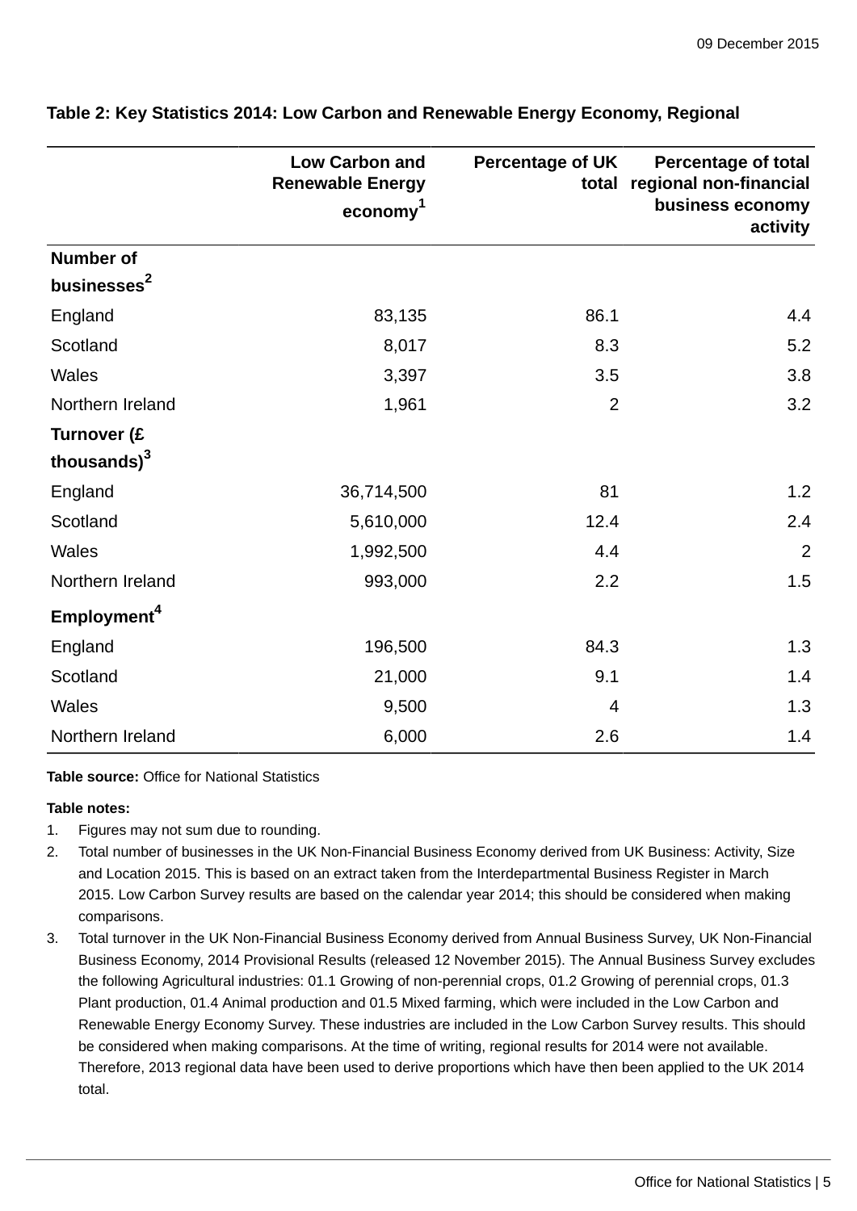**Table 2: Key Statistics 2014: Low Carbon and Renewable Energy Economy, Regional**

| | Low Carbon and Renewable Energy economy[1] | Percentage of UK total | Percentage of total regional non-financial business economy activity |
|---|---|---|---|
| **Number of businesses[2]** | | | |
| England | 83,135 | 86.1 | 4.4 |
| Scotland | 8,017 | 8.3 | 5.2 |
| Wales | 3,397 | 3.5 | 3.8 |
| Northern Ireland | 1,961 | 2 | 3.2 |
| **Turnover (£ thousands)[3]** | | | |
| England | 36,714,500 | 81 | 1.2 |
| Scotland | 5,610,000 | 12.4 | 2.4 |
| Wales | 1,992,500 | 4.4 | 2 |
| Northern Ireland | 993,000 | 2.2 | 1.5 |
| **Employment[4]** | | | |
| England | 196,500 | 84.3 | 1.3 |
| Scotland | 21,000 | 9.1 | 1.4 |
| Wales | 9,500 | 4 | 1.3 |
| Northern Ireland | 6,000 | 2.6 | 1.4 |

**Table source:** Office for National Statistics

**Table notes:**

1. Figures may not sum due to rounding.
2. Total number of businesses in the UK Non-Financial Business Economy derived from UK Business: Activity, Size and Location 2015. This is based on an extract taken from the Interdepartmental Business Register in March 2015. Low Carbon Survey results are based on the calendar year 2014; this should be considered when making comparisons.
3. Total turnover in the UK Non-Financial Business Economy derived from Annual Business Survey, UK Non-Financial Business Economy, 2014 Provisional Results (released 12 November 2015). The Annual Business Survey excludes the following Agricultural industries: 01.1 Growing of non-perennial crops, 01.2 Growing of perennial crops, 01.3 Plant production, 01.4 Animal production and 01.5 Mixed farming, which were included in the Low Carbon and Renewable Energy Economy Survey. These industries are included in the Low Carbon Survey results. This should be considered when making comparisons. At the time of writing, regional results for 2014 were not available. Therefore, 2013 regional data have been used to derive proportions which have then been applied to the UK 2014 total.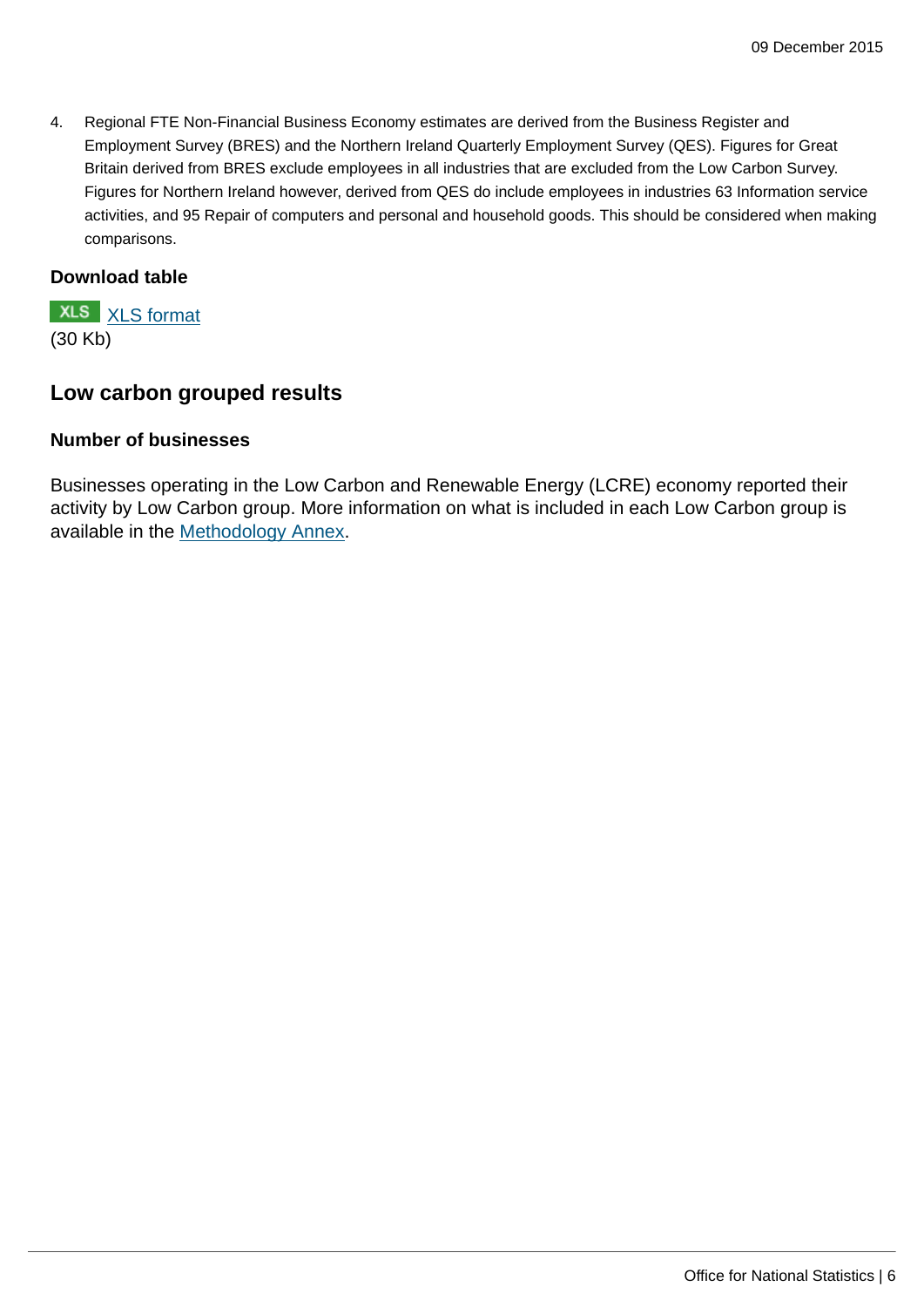4. Regional FTE Non-Financial Business Economy estimates are derived from the Business Register and Employment Survey (BRES) and the Northern Ireland Quarterly Employment Survey (QES). Figures for Great Britain derived from BRES exclude employees in all industries that are excluded from the Low Carbon Survey. Figures for Northern Ireland however, derived from QES do include employees in industries 63 Information service activities, and 95 Repair of computers and personal and household goods. This should be considered when making comparisons.

**Download table**

XLS XLS format
(30 Kb)

## Low carbon grouped results

### Number of businesses

Businesses operating in the Low Carbon and Renewable Energy (LCRE) economy reported their activity by Low Carbon group. More information on what is included in each Low Carbon group is available in the Methodology Annex.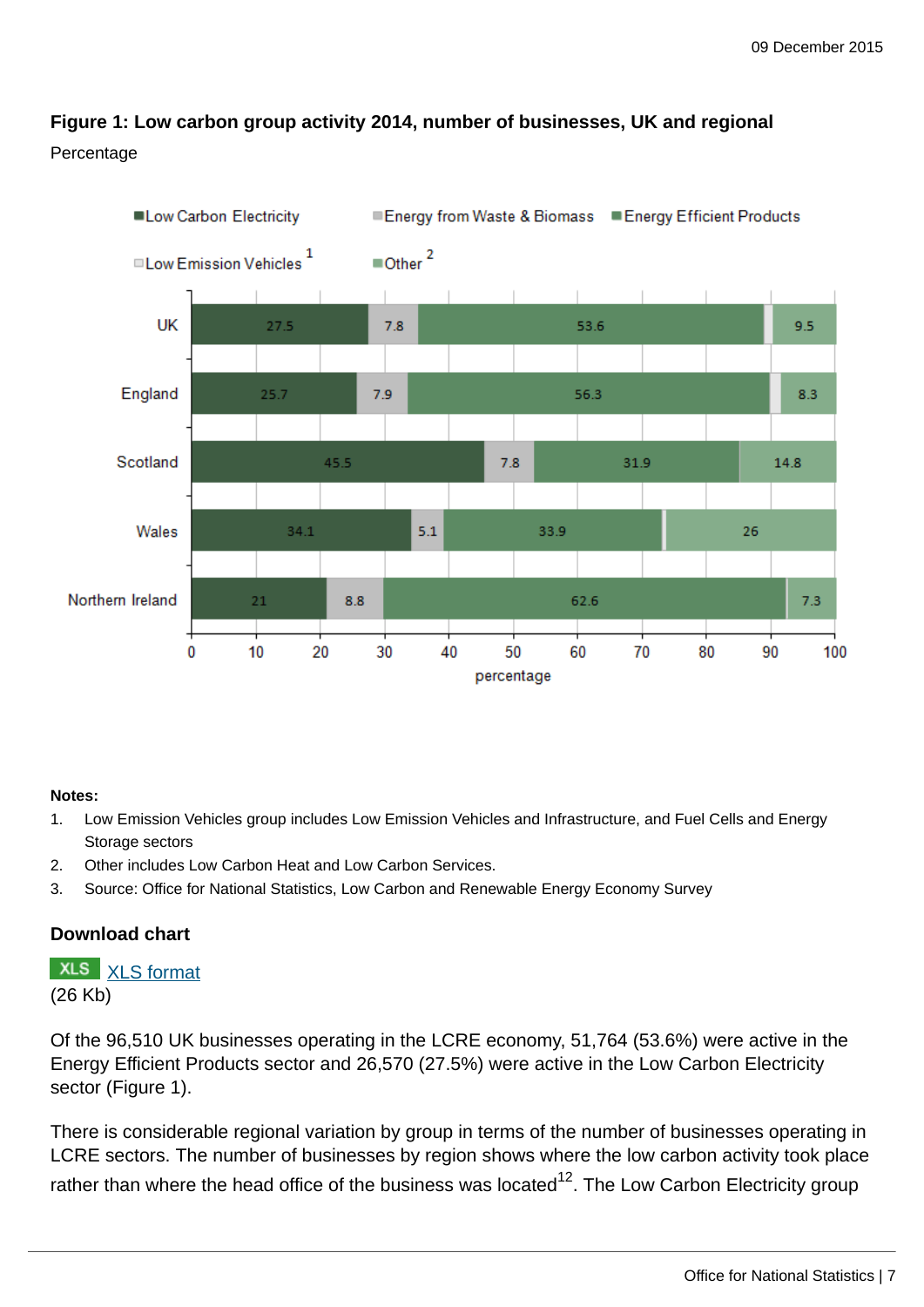09 December 2015

### Figure 1: Low carbon group activity 2014, number of businesses, UK and regional

Percentage

| Region | Low Carbon Electricity | Energy from Waste & Biomass | Energy Efficient Products | Low Emission Vehicles[1] | Other[2] |
|---|---|---|---|---|---|
| UK | 27.5 | 7.8 | 53.6 | | 9.5 |
| England | 25.7 | 7.9 | 56.3 | | 8.3 |
| Scotland | 45.5 | 7.8 | 31.9 | | 14.8 |
| Wales | 34.1 | 5.1 | 33.9 | | 26 |
| Northern Ireland | 21 | 8.8 | 62.6 | | 7.3 |

**Notes:**

1. Low Emission Vehicles group includes Low Emission Vehicles and Infrastructure, and Fuel Cells and Energy Storage sectors
2. Other includes Low Carbon Heat and Low Carbon Services.
3. Source: Office for National Statistics, Low Carbon and Renewable Energy Economy Survey

**Download chart**

XLS XLS format
(26 Kb)

Of the 96,510 UK businesses operating in the LCRE economy, 51,764 (53.6%) were active in the Energy Efficient Products sector and 26,570 (27.5%) were active in the Low Carbon Electricity sector (Figure 1).

There is considerable regional variation by group in terms of the number of businesses operating in LCRE sectors. The number of businesses by region shows where the low carbon activity took place rather than where the head office of the business was located[12]. The Low Carbon Electricity group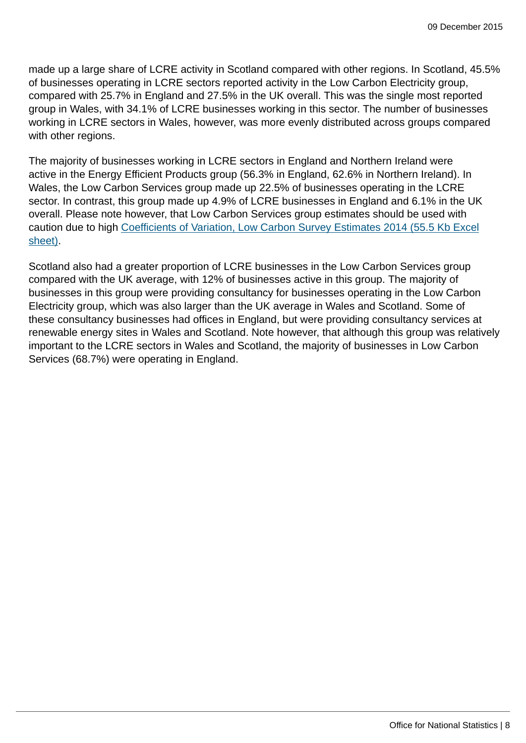made up a large share of LCRE activity in Scotland compared with other regions. In Scotland, 45.5% of businesses operating in LCRE sectors reported activity in the Low Carbon Electricity group, compared with 25.7% in England and 27.5% in the UK overall. This was the single most reported group in Wales, with 34.1% of LCRE businesses working in this sector. The number of businesses working in LCRE sectors in Wales, however, was more evenly distributed across groups compared with other regions.

The majority of businesses working in LCRE sectors in England and Northern Ireland were active in the Energy Efficient Products group (56.3% in England, 62.6% in Northern Ireland). In Wales, the Low Carbon Services group made up 22.5% of businesses operating in the LCRE sector. In contrast, this group made up 4.9% of LCRE businesses in England and 6.1% in the UK overall. Please note however, that Low Carbon Services group estimates should be used with caution due to high Coefficients of Variation, Low Carbon Survey Estimates 2014 (55.5 Kb Excel sheet).

Scotland also had a greater proportion of LCRE businesses in the Low Carbon Services group compared with the UK average, with 12% of businesses active in this group. The majority of businesses in this group were providing consultancy for businesses operating in the Low Carbon Electricity group, which was also larger than the UK average in Wales and Scotland. Some of these consultancy businesses had offices in England, but were providing consultancy services at renewable energy sites in Wales and Scotland. Note however, that although this group was relatively important to the LCRE sectors in Wales and Scotland, the majority of businesses in Low Carbon Services (68.7%) were operating in England.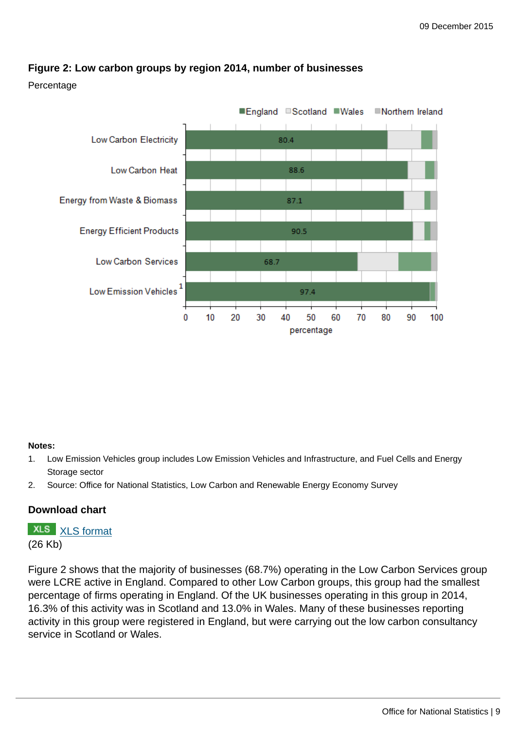### Figure 2: Low carbon groups by region 2014, number of businesses

Percentage

England | Scotland | Wales | Northern Ireland

| Group | England (%) |
|---|---|
| Low Carbon Electricity | 80.4 |
| Low Carbon Heat | 88.6 |
| Energy from Waste & Biomass | 87.1 |
| Energy Efficient Products | 90.5 |
| Low Carbon Services | 68.7 |
| Low Emission Vehicles[1] | 97.4 |

percentage

**Notes:**

1. Low Emission Vehicles group includes Low Emission Vehicles and Infrastructure, and Fuel Cells and Energy Storage sector
2. Source: Office for National Statistics, Low Carbon and Renewable Energy Economy Survey

**Download chart**

XLS [XLS format](#)
(26 Kb)

Figure 2 shows that the majority of businesses (68.7%) operating in the Low Carbon Services group were LCRE active in England. Compared to other Low Carbon groups, this group had the smallest percentage of firms operating in England. Of the UK businesses operating in this group in 2014, 16.3% of this activity was in Scotland and 13.0% in Wales. Many of these businesses reporting activity in this group were registered in England, but were carrying out the low carbon consultancy service in Scotland or Wales.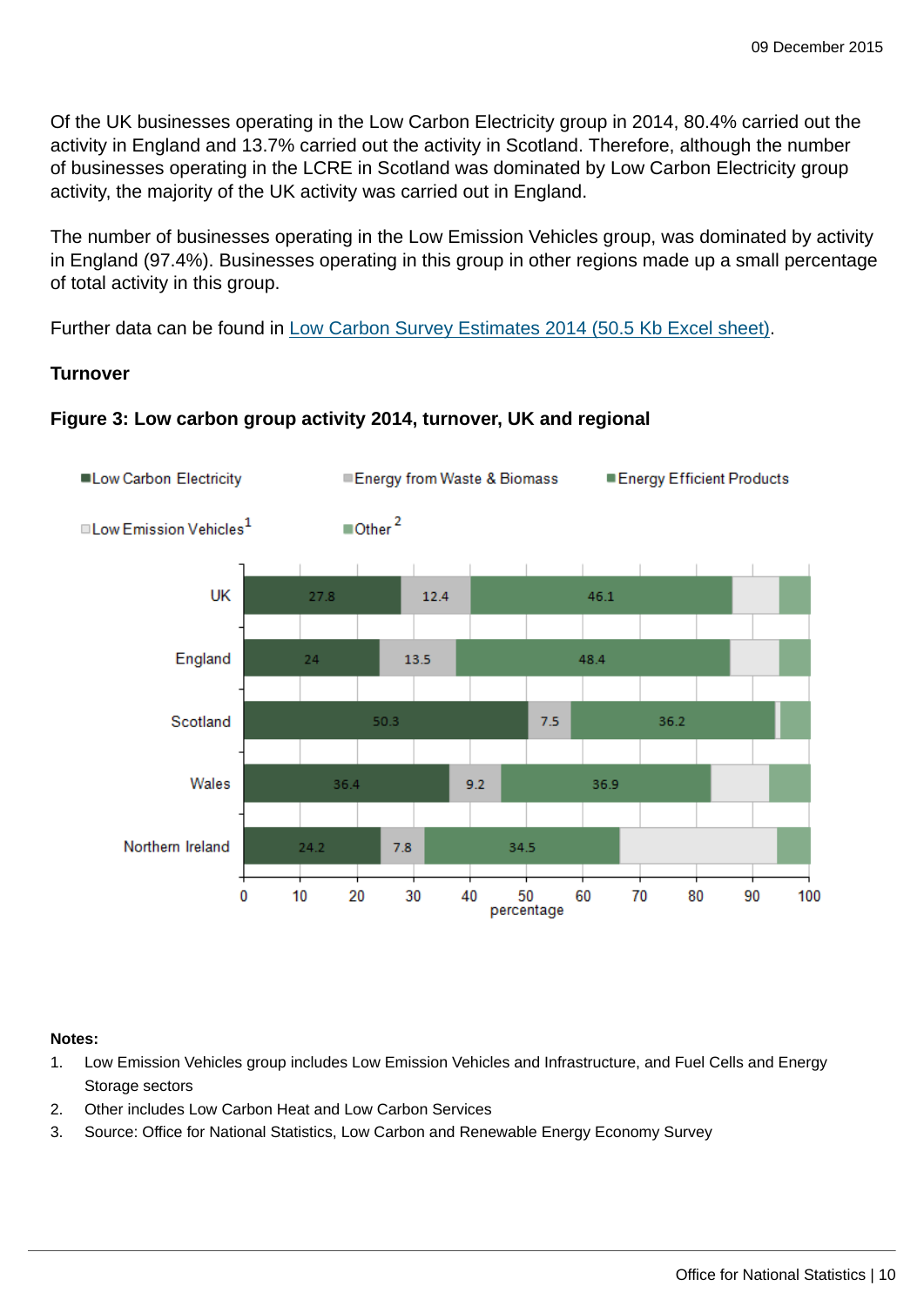Of the UK businesses operating in the Low Carbon Electricity group in 2014, 80.4% carried out the activity in England and 13.7% carried out the activity in Scotland. Therefore, although the number of businesses operating in the LCRE in Scotland was dominated by Low Carbon Electricity group activity, the majority of the UK activity was carried out in England.

The number of businesses operating in the Low Emission Vehicles group, was dominated by activity in England (97.4%). Businesses operating in this group in other regions made up a small percentage of total activity in this group.

Further data can be found in [Low Carbon Survey Estimates 2014 (50.5 Kb Excel sheet)].

**Turnover**

**Figure 3: Low carbon group activity 2014, turnover, UK and regional**

| | Low Carbon Electricity | Energy from Waste & Biomass | Energy Efficient Products | Low Emission Vehicles[1] | Other[2] |
|---|---|---|---|---|---|
| UK | 27.8 | 12.4 | 46.1 | | |
| England | 24 | 13.5 | 48.4 | | |
| Scotland | 50.3 | 7.5 | 36.2 | | |
| Wales | 36.4 | 9.2 | 36.9 | | |
| Northern Ireland | 24.2 | 7.8 | 34.5 | | |

percentage

**Notes:**

1. Low Emission Vehicles group includes Low Emission Vehicles and Infrastructure, and Fuel Cells and Energy Storage sectors
2. Other includes Low Carbon Heat and Low Carbon Services
3. Source: Office for National Statistics, Low Carbon and Renewable Energy Economy Survey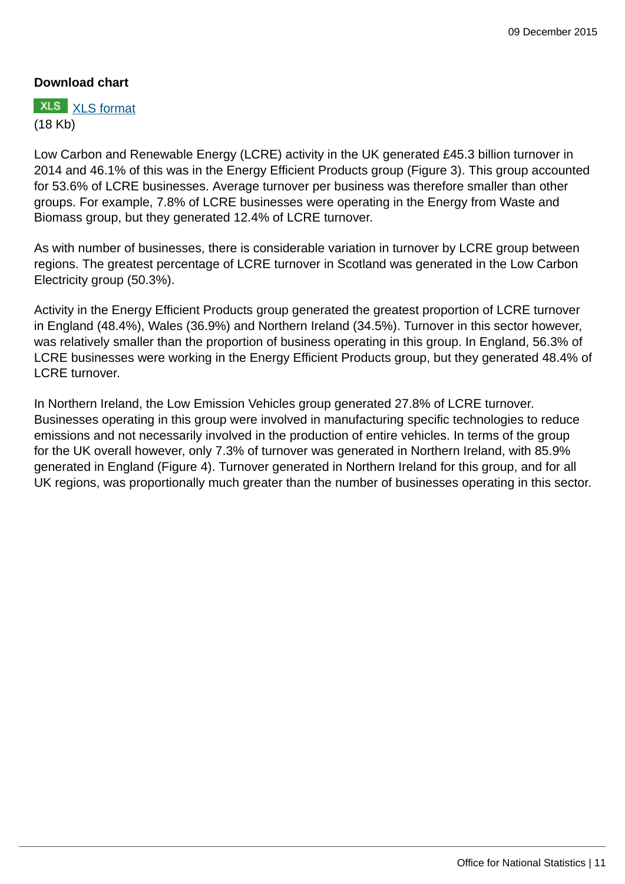**Download chart**

XLS [XLS format](#)
(18 Kb)

Low Carbon and Renewable Energy (LCRE) activity in the UK generated £45.3 billion turnover in 2014 and 46.1% of this was in the Energy Efficient Products group (Figure 3). This group accounted for 53.6% of LCRE businesses. Average turnover per business was therefore smaller than other groups. For example, 7.8% of LCRE businesses were operating in the Energy from Waste and Biomass group, but they generated 12.4% of LCRE turnover.

As with number of businesses, there is considerable variation in turnover by LCRE group between regions. The greatest percentage of LCRE turnover in Scotland was generated in the Low Carbon Electricity group (50.3%).

Activity in the Energy Efficient Products group generated the greatest proportion of LCRE turnover in England (48.4%), Wales (36.9%) and Northern Ireland (34.5%). Turnover in this sector however, was relatively smaller than the proportion of business operating in this group. In England, 56.3% of LCRE businesses were working in the Energy Efficient Products group, but they generated 48.4% of LCRE turnover.

In Northern Ireland, the Low Emission Vehicles group generated 27.8% of LCRE turnover. Businesses operating in this group were involved in manufacturing specific technologies to reduce emissions and not necessarily involved in the production of entire vehicles. In terms of the group for the UK overall however, only 7.3% of turnover was generated in Northern Ireland, with 85.9% generated in England (Figure 4). Turnover generated in Northern Ireland for this group, and for all UK regions, was proportionally much greater than the number of businesses operating in this sector.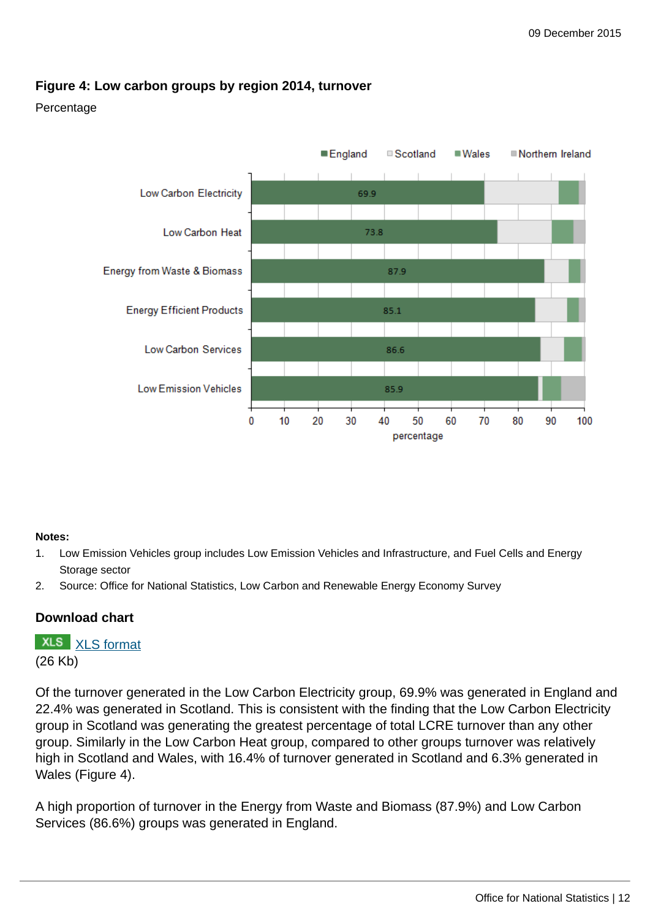### Figure 4: Low carbon groups by region 2014, turnover

Percentage

**Notes:**

1. Low Emission Vehicles group includes Low Emission Vehicles and Infrastructure, and Fuel Cells and Energy Storage sector
2. Source: Office for National Statistics, Low Carbon and Renewable Energy Economy Survey

### Download chart

XLS [XLS format](XLS format)
(26 Kb)

Of the turnover generated in the Low Carbon Electricity group, 69.9% was generated in England and 22.4% was generated in Scotland. This is consistent with the finding that the Low Carbon Electricity group in Scotland was generating the greatest percentage of total LCRE turnover than any other group. Similarly in the Low Carbon Heat group, compared to other groups turnover was relatively high in Scotland and Wales, with 16.4% of turnover generated in Scotland and 6.3% generated in Wales (Figure 4).

A high proportion of turnover in the Energy from Waste and Biomass (87.9%) and Low Carbon Services (86.6%) groups was generated in England.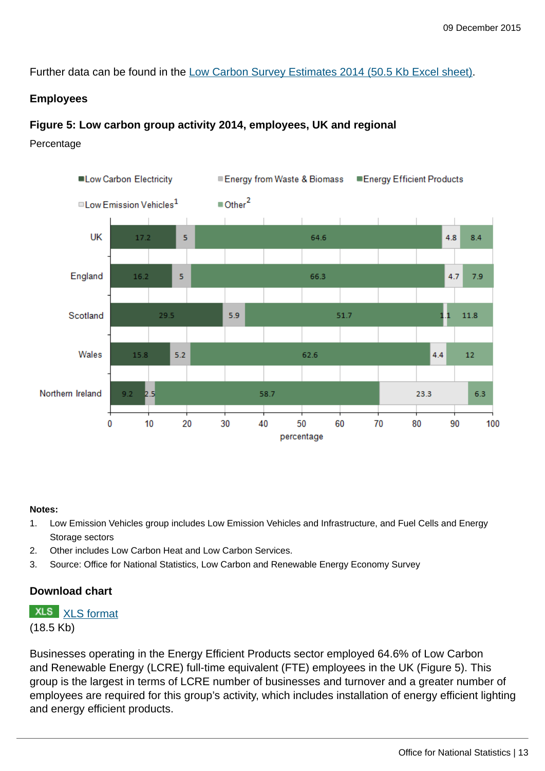Further data can be found in the Low Carbon Survey Estimates 2014 (50.5 Kb Excel sheet).

### Employees

#### Figure 5: Low carbon group activity 2014, employees, UK and regional

Percentage

| | Low Carbon Electricity | Energy from Waste & Biomass | Energy Efficient Products | Low Emission Vehicles[1] | Other[2] |
|---|---|---|---|---|---|
| UK | 17.2 | 5 | 64.6 | 4.8 | 8.4 |
| England | 16.2 | 5 | 66.3 | 4.7 | 7.9 |
| Scotland | 29.5 | 5.9 | 51.7 | 1.1 | 11.8 |
| Wales | 15.8 | 5.2 | 62.6 | 4.4 | 12 |
| Northern Ireland | 9.2 | 2.5 | 58.7 | 23.3 | 6.3 |

**Notes:**

1. Low Emission Vehicles group includes Low Emission Vehicles and Infrastructure, and Fuel Cells and Energy Storage sectors
2. Other includes Low Carbon Heat and Low Carbon Services.
3. Source: Office for National Statistics, Low Carbon and Renewable Energy Economy Survey

### Download chart

XLS XLS format
(18.5 Kb)

Businesses operating in the Energy Efficient Products sector employed 64.6% of Low Carbon and Renewable Energy (LCRE) full-time equivalent (FTE) employees in the UK (Figure 5). This group is the largest in terms of LCRE number of businesses and turnover and a greater number of employees are required for this group's activity, which includes installation of energy efficient lighting and energy efficient products.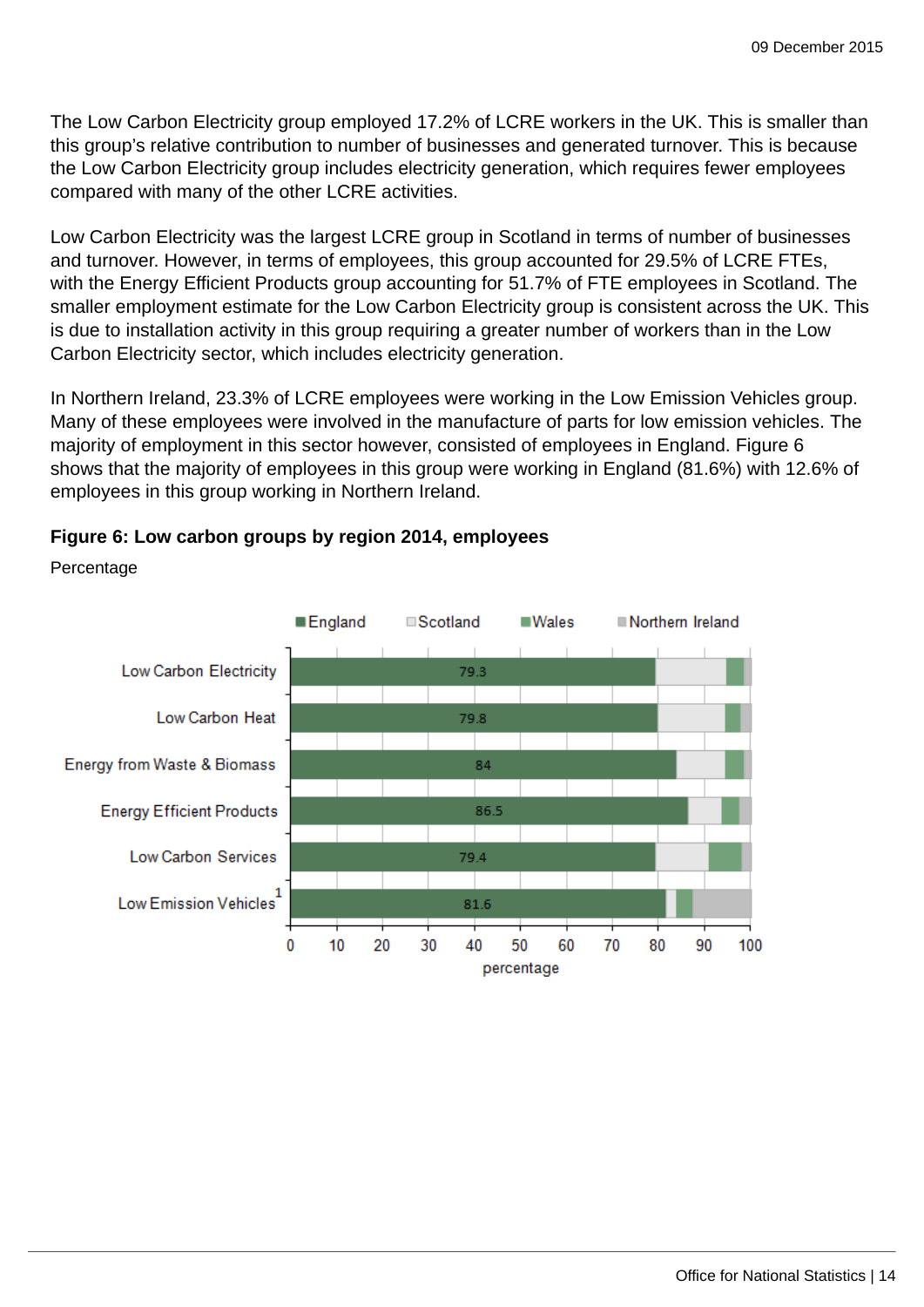The Low Carbon Electricity group employed 17.2% of LCRE workers in the UK. This is smaller than this group's relative contribution to number of businesses and generated turnover. This is because the Low Carbon Electricity group includes electricity generation, which requires fewer employees compared with many of the other LCRE activities.

Low Carbon Electricity was the largest LCRE group in Scotland in terms of number of businesses and turnover. However, in terms of employees, this group accounted for 29.5% of LCRE FTEs, with the Energy Efficient Products group accounting for 51.7% of FTE employees in Scotland. The smaller employment estimate for the Low Carbon Electricity group is consistent across the UK. This is due to installation activity in this group requiring a greater number of workers than in the Low Carbon Electricity sector, which includes electricity generation.

In Northern Ireland, 23.3% of LCRE employees were working in the Low Emission Vehicles group. Many of these employees were involved in the manufacture of parts for low emission vehicles. The majority of employment in this sector however, consisted of employees in England. Figure 6 shows that the majority of employees in this group were working in England (81.6%) with 12.6% of employees in this group working in Northern Ireland.

**Figure 6: Low carbon groups by region 2014, employees**

Percentage

| Group | England |
|---|---|
| Low Carbon Electricity | 79.3 |
| Low Carbon Heat | 79.8 |
| Energy from Waste & Biomass | 84 |
| Energy Efficient Products | 86.5 |
| Low Carbon Services | 79.4 |
| Low Emission Vehicles[1] | 81.6 |

Legend: England, Scotland, Wales, Northern Ireland. Axis: percentage (0–100).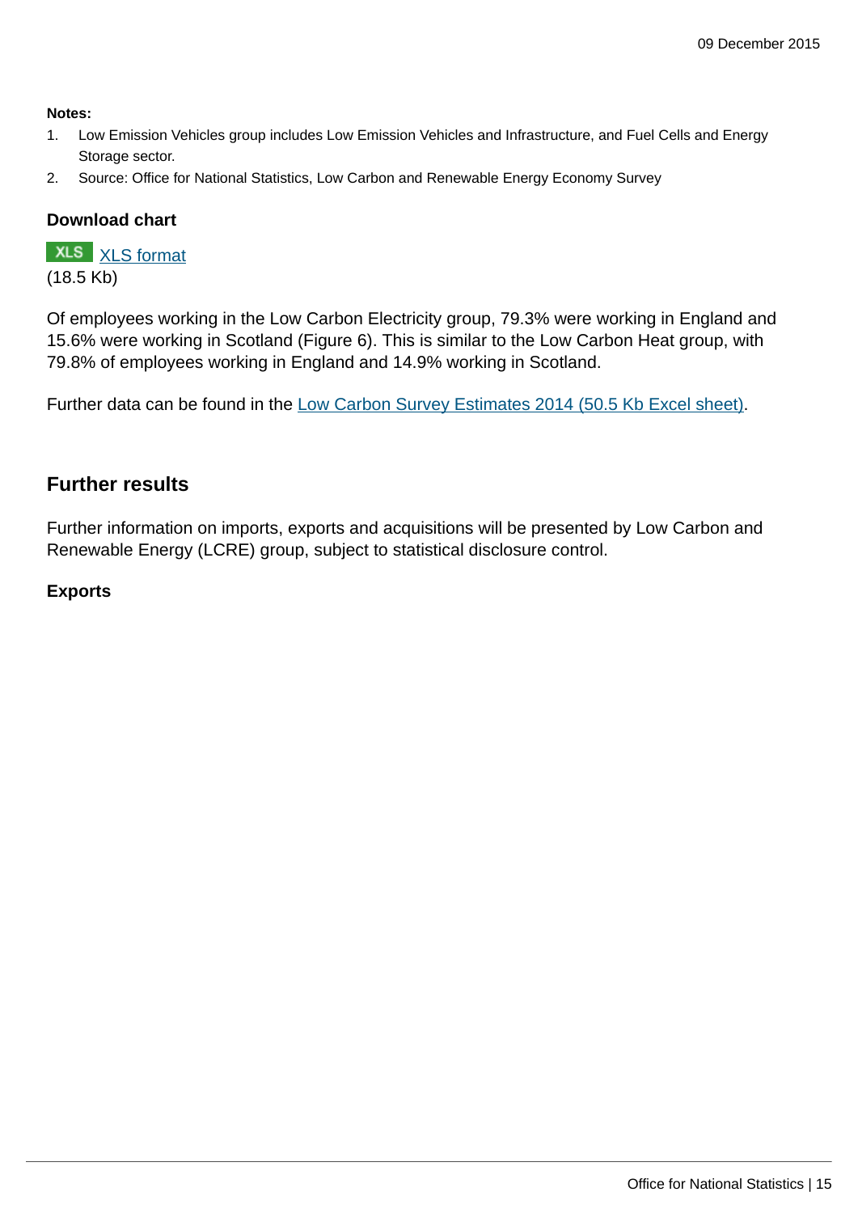**Notes:**

1. Low Emission Vehicles group includes Low Emission Vehicles and Infrastructure, and Fuel Cells and Energy Storage sector.
2. Source: Office for National Statistics, Low Carbon and Renewable Energy Economy Survey

**Download chart**

XLS [XLS format](#)
(18.5 Kb)

Of employees working in the Low Carbon Electricity group, 79.3% were working in England and 15.6% were working in Scotland (Figure 6). This is similar to the Low Carbon Heat group, with 79.8% of employees working in England and 14.9% working in Scotland.

Further data can be found in the [Low Carbon Survey Estimates 2014 (50.5 Kb Excel sheet)](#).

## Further results

Further information on imports, exports and acquisitions will be presented by Low Carbon and Renewable Energy (LCRE) group, subject to statistical disclosure control.

### Exports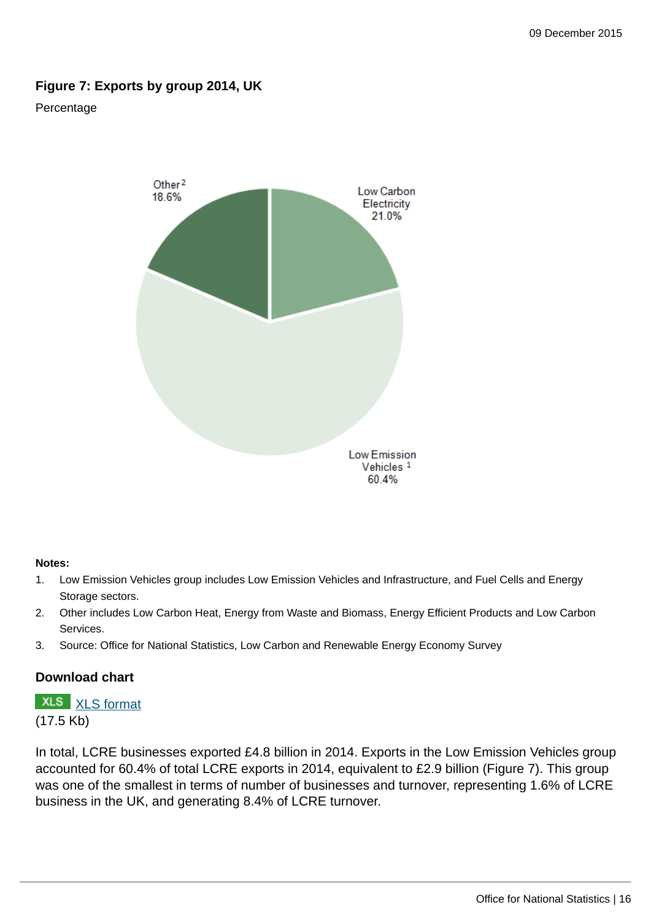### Figure 7: Exports by group 2014, UK

Percentage

Other[2] 18.6%

Low Carbon Electricity 21.0%

Low Emission Vehicles[1] 60.4%

**Notes:**

1. Low Emission Vehicles group includes Low Emission Vehicles and Infrastructure, and Fuel Cells and Energy Storage sectors.
2. Other includes Low Carbon Heat, Energy from Waste and Biomass, Energy Efficient Products and Low Carbon Services.
3. Source: Office for National Statistics, Low Carbon and Renewable Energy Economy Survey

### Download chart

XLS [XLS format](#)
(17.5 Kb)

In total, LCRE businesses exported £4.8 billion in 2014. Exports in the Low Emission Vehicles group accounted for 60.4% of total LCRE exports in 2014, equivalent to £2.9 billion (Figure 7). This group was one of the smallest in terms of number of businesses and turnover, representing 1.6% of LCRE business in the UK, and generating 8.4% of LCRE turnover.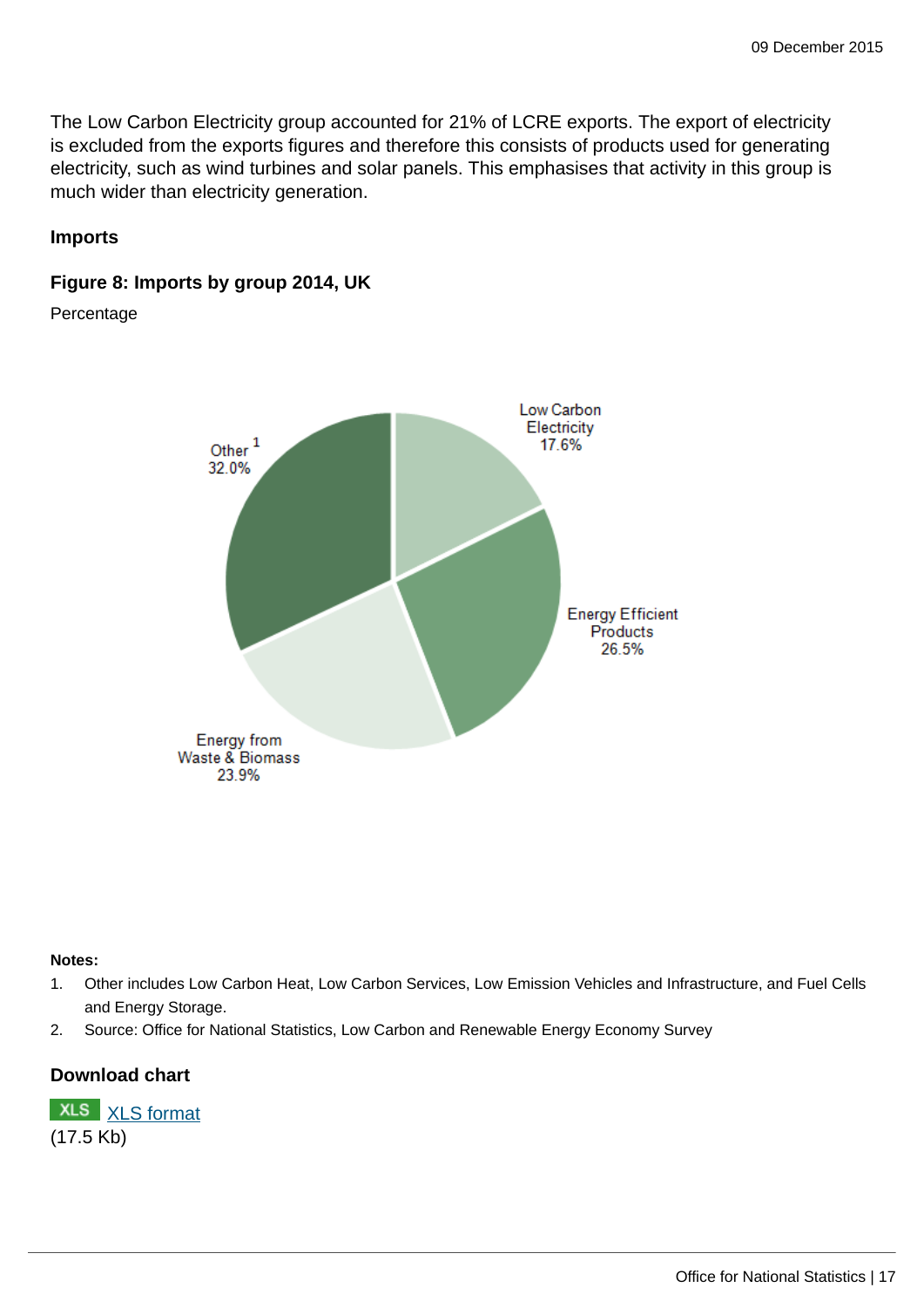The Low Carbon Electricity group accounted for 21% of LCRE exports. The export of electricity is excluded from the exports figures and therefore this consists of products used for generating electricity, such as wind turbines and solar panels. This emphasises that activity in this group is much wider than electricity generation.

### Imports

#### Figure 8: Imports by group 2014, UK

Percentage

| Group | Percentage |
|---|---|
| Low Carbon Electricity | 17.6% |
| Energy Efficient Products | 26.5% |
| Energy from Waste & Biomass | 23.9% |
| Other [1] | 32.0% |

**Notes:**

1. Other includes Low Carbon Heat, Low Carbon Services, Low Emission Vehicles and Infrastructure, and Fuel Cells and Energy Storage.
2. Source: Office for National Statistics, Low Carbon and Renewable Energy Economy Survey

### Download chart

XLS [XLS format](#)
(17.5 Kb)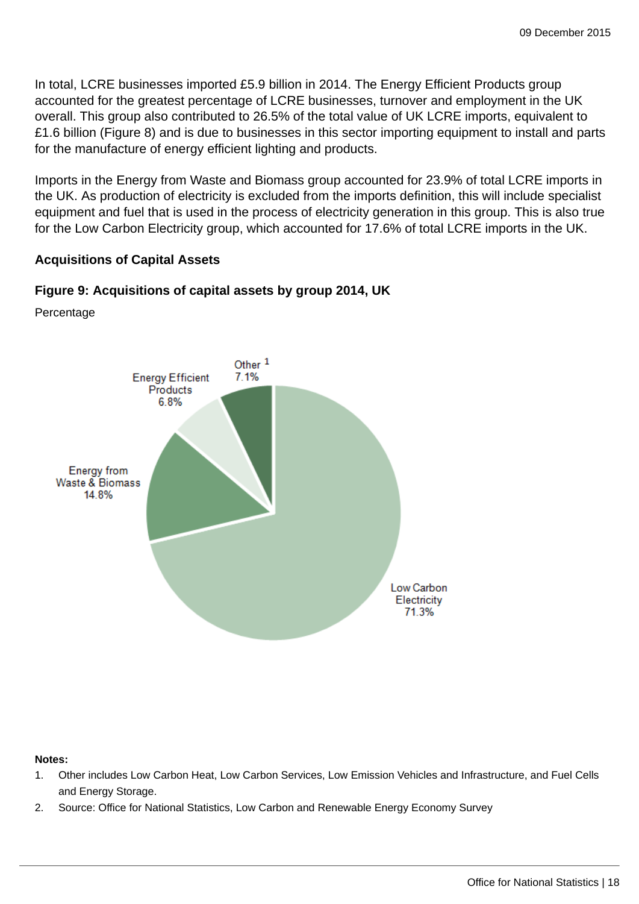In total, LCRE businesses imported £5.9 billion in 2014. The Energy Efficient Products group accounted for the greatest percentage of LCRE businesses, turnover and employment in the UK overall. This group also contributed to 26.5% of the total value of UK LCRE imports, equivalent to £1.6 billion (Figure 8) and is due to businesses in this sector importing equipment to install and parts for the manufacture of energy efficient lighting and products.

Imports in the Energy from Waste and Biomass group accounted for 23.9% of total LCRE imports in the UK. As production of electricity is excluded from the imports definition, this will include specialist equipment and fuel that is used in the process of electricity generation in this group. This is also true for the Low Carbon Electricity group, which accounted for 17.6% of total LCRE imports in the UK.

### Acquisitions of Capital Assets

**Figure 9: Acquisitions of capital assets by group 2014, UK**

Percentage

| Group | Percentage |
| --- | --- |
| Low Carbon Electricity | 71.3% |
| Energy from Waste & Biomass | 14.8% |
| Energy Efficient Products | 6.8% |
| Other [1] | 7.1% |

**Notes:**

1. Other includes Low Carbon Heat, Low Carbon Services, Low Emission Vehicles and Infrastructure, and Fuel Cells and Energy Storage.
2. Source: Office for National Statistics, Low Carbon and Renewable Energy Economy Survey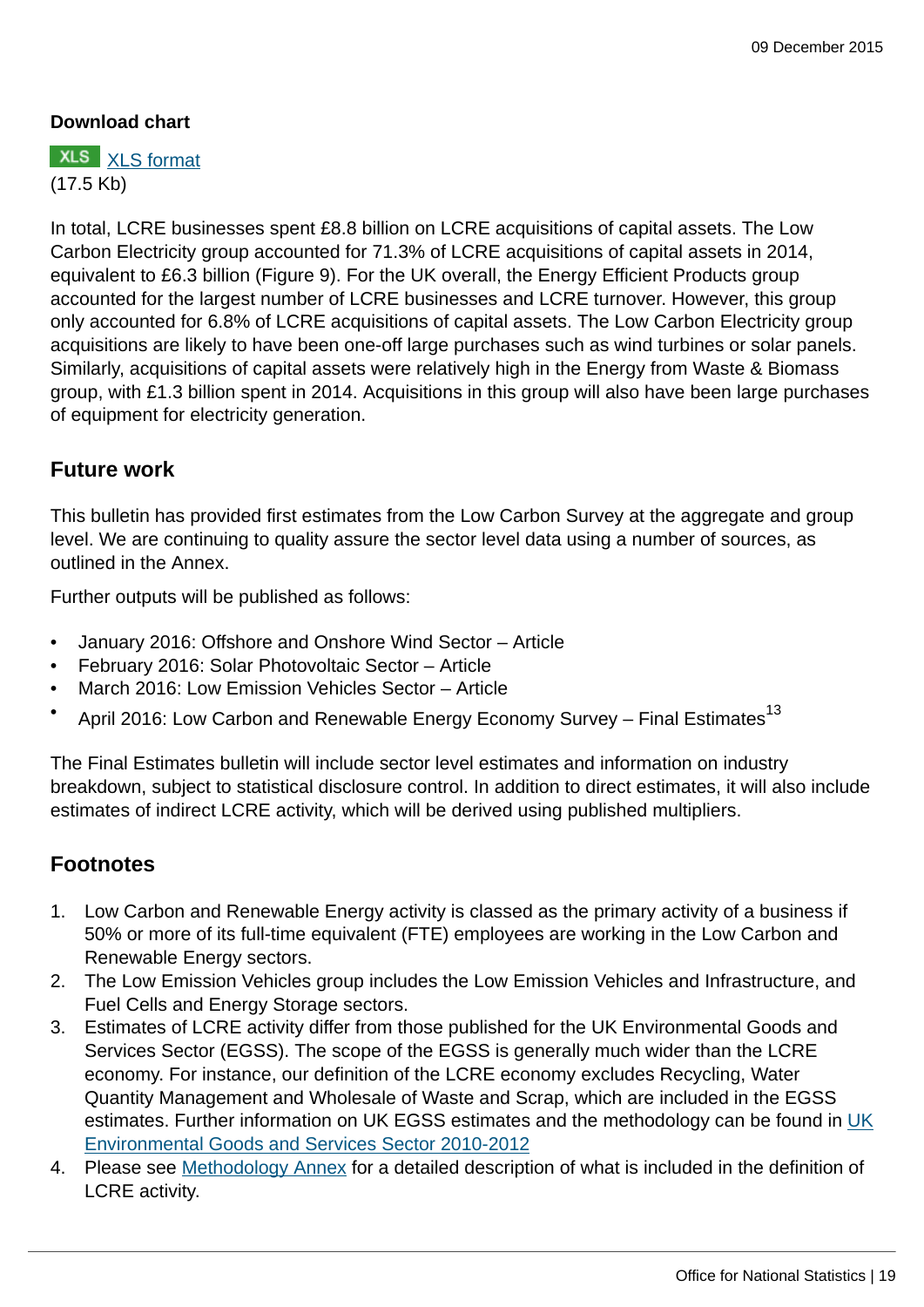**Download chart**

XLS [XLS format](#)
(17.5 Kb)

In total, LCRE businesses spent £8.8 billion on LCRE acquisitions of capital assets. The Low Carbon Electricity group accounted for 71.3% of LCRE acquisitions of capital assets in 2014, equivalent to £6.3 billion (Figure 9). For the UK overall, the Energy Efficient Products group accounted for the largest number of LCRE businesses and LCRE turnover. However, this group only accounted for 6.8% of LCRE acquisitions of capital assets. The Low Carbon Electricity group acquisitions are likely to have been one-off large purchases such as wind turbines or solar panels. Similarly, acquisitions of capital assets were relatively high in the Energy from Waste & Biomass group, with £1.3 billion spent in 2014. Acquisitions in this group will also have been large purchases of equipment for electricity generation.

## Future work

This bulletin has provided first estimates from the Low Carbon Survey at the aggregate and group level. We are continuing to quality assure the sector level data using a number of sources, as outlined in the Annex.

Further outputs will be published as follows:

- January 2016: Offshore and Onshore Wind Sector – Article
- February 2016: Solar Photovoltaic Sector – Article
- March 2016: Low Emission Vehicles Sector – Article
- April 2016: Low Carbon and Renewable Energy Economy Survey – Final Estimates[13]

The Final Estimates bulletin will include sector level estimates and information on industry breakdown, subject to statistical disclosure control. In addition to direct estimates, it will also include estimates of indirect LCRE activity, which will be derived using published multipliers.

## Footnotes

1. Low Carbon and Renewable Energy activity is classed as the primary activity of a business if 50% or more of its full-time equivalent (FTE) employees are working in the Low Carbon and Renewable Energy sectors.
2. The Low Emission Vehicles group includes the Low Emission Vehicles and Infrastructure, and Fuel Cells and Energy Storage sectors.
3. Estimates of LCRE activity differ from those published for the UK Environmental Goods and Services Sector (EGSS). The scope of the EGSS is generally much wider than the LCRE economy. For instance, our definition of the LCRE economy excludes Recycling, Water Quantity Management and Wholesale of Waste and Scrap, which are included in the EGSS estimates. Further information on UK EGSS estimates and the methodology can be found in [UK Environmental Goods and Services Sector 2010-2012](#)
4. Please see [Methodology Annex](#) for a detailed description of what is included in the definition of LCRE activity.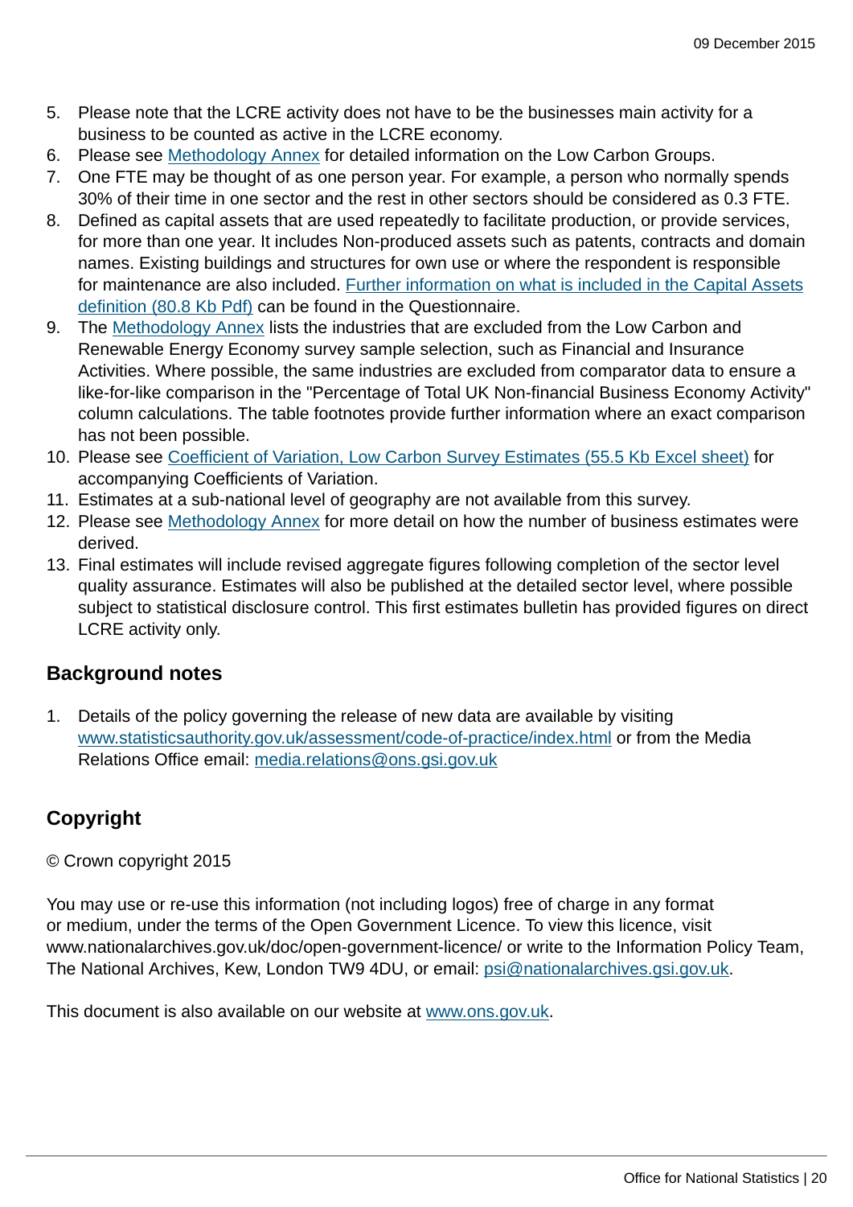5. Please note that the LCRE activity does not have to be the businesses main activity for a business to be counted as active in the LCRE economy.
6. Please see Methodology Annex for detailed information on the Low Carbon Groups.
7. One FTE may be thought of as one person year. For example, a person who normally spends 30% of their time in one sector and the rest in other sectors should be considered as 0.3 FTE.
8. Defined as capital assets that are used repeatedly to facilitate production, or provide services, for more than one year. It includes Non-produced assets such as patents, contracts and domain names. Existing buildings and structures for own use or where the respondent is responsible for maintenance are also included. Further information on what is included in the Capital Assets definition (80.8 Kb Pdf) can be found in the Questionnaire.
9. The Methodology Annex lists the industries that are excluded from the Low Carbon and Renewable Energy Economy survey sample selection, such as Financial and Insurance Activities. Where possible, the same industries are excluded from comparator data to ensure a like-for-like comparison in the "Percentage of Total UK Non-financial Business Economy Activity" column calculations. The table footnotes provide further information where an exact comparison has not been possible.
10. Please see Coefficient of Variation, Low Carbon Survey Estimates (55.5 Kb Excel sheet) for accompanying Coefficients of Variation.
11. Estimates at a sub-national level of geography are not available from this survey.
12. Please see Methodology Annex for more detail on how the number of business estimates were derived.
13. Final estimates will include revised aggregate figures following completion of the sector level quality assurance. Estimates will also be published at the detailed sector level, where possible subject to statistical disclosure control. This first estimates bulletin has provided figures on direct LCRE activity only.

## Background notes

1. Details of the policy governing the release of new data are available by visiting www.statisticsauthority.gov.uk/assessment/code-of-practice/index.html or from the Media Relations Office email: media.relations@ons.gsi.gov.uk

## Copyright

© Crown copyright 2015

You may use or re-use this information (not including logos) free of charge in any format or medium, under the terms of the Open Government Licence. To view this licence, visit www.nationalarchives.gov.uk/doc/open-government-licence/ or write to the Information Policy Team, The National Archives, Kew, London TW9 4DU, or email: psi@nationalarchives.gsi.gov.uk.

This document is also available on our website at www.ons.gov.uk.